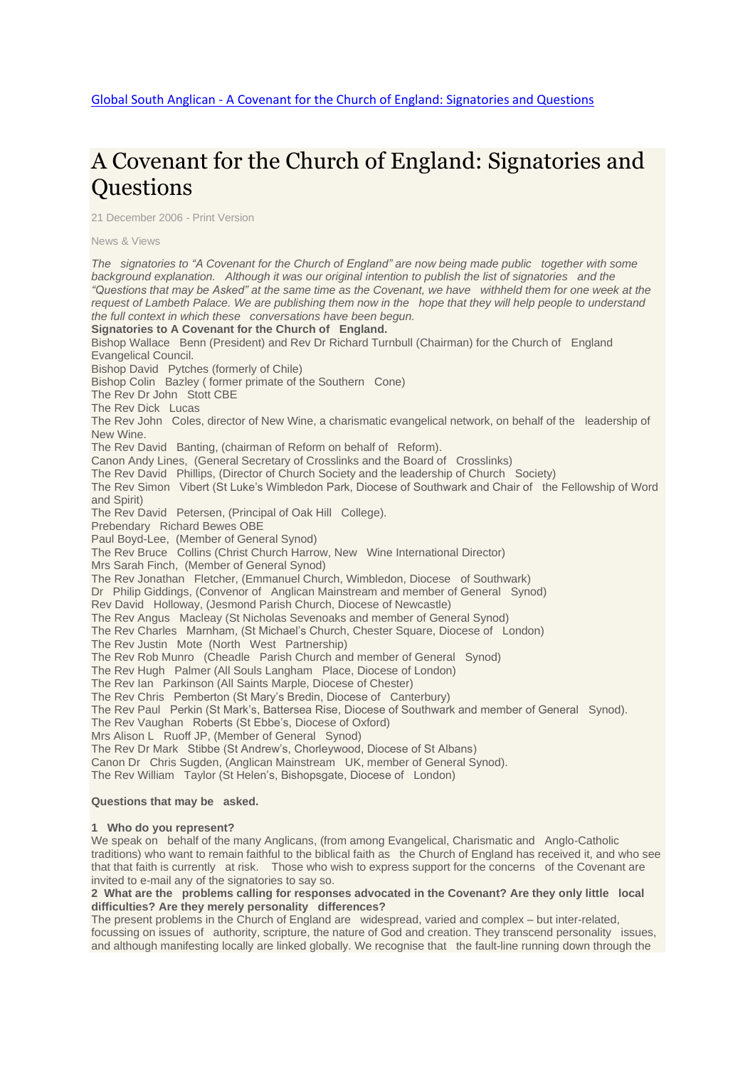[Global South Anglican - A Covenant for the Church of England: Signatories and Questions]

# A Covenant for the Church of England: Signatories and Questions

21 December 2006 - Print Version

News & Views

*The signatories to "A Covenant for the Church of England" are now being made public together with some background explanation. Although it was our original intention to publish the list of signatories and the "Questions that may be Asked" at the same time as the Covenant, we have withheld them for one week at the request of Lambeth Palace. We are publishing them now in the hope that they will help people to understand the full context in which these conversations have been begun.*

**Signatories to A Covenant for the Church of England.**

Bishop Wallace Benn (President) and Rev Dr Richard Turnbull (Chairman) for the Church of England Evangelical Council.
Bishop David Pytches (formerly of Chile)
Bishop Colin Bazley ( former primate of the Southern Cone)
The Rev Dr John Stott CBE
The Rev Dick Lucas
The Rev John Coles, director of New Wine, a charismatic evangelical network, on behalf of the leadership of New Wine.
The Rev David Banting, (chairman of Reform on behalf of Reform).
Canon Andy Lines, (General Secretary of Crosslinks and the Board of Crosslinks)
The Rev David Phillips, (Director of Church Society and the leadership of Church Society)
The Rev Simon Vibert (St Luke's Wimbledon Park, Diocese of Southwark and Chair of the Fellowship of Word and Spirit)
The Rev David Petersen, (Principal of Oak Hill College).
Prebendary Richard Bewes OBE
Paul Boyd-Lee, (Member of General Synod)
The Rev Bruce Collins (Christ Church Harrow, New Wine International Director)
Mrs Sarah Finch, (Member of General Synod)
The Rev Jonathan Fletcher, (Emmanuel Church, Wimbledon, Diocese of Southwark)
Dr Philip Giddings, (Convenor of Anglican Mainstream and member of General Synod)
Rev David Holloway, (Jesmond Parish Church, Diocese of Newcastle)
The Rev Angus Macleay (St Nicholas Sevenoaks and member of General Synod)
The Rev Charles Marnham, (St Michael's Church, Chester Square, Diocese of London)
The Rev Justin Mote (North West Partnership)
The Rev Rob Munro (Cheadle Parish Church and member of General Synod)
The Rev Hugh Palmer (All Souls Langham Place, Diocese of London)
The Rev Ian Parkinson (All Saints Marple, Diocese of Chester)
The Rev Chris Pemberton (St Mary's Bredin, Diocese of Canterbury)
The Rev Paul Perkin (St Mark's, Battersea Rise, Diocese of Southwark and member of General Synod).
The Rev Vaughan Roberts (St Ebbe's, Diocese of Oxford)
Mrs Alison L Ruoff JP, (Member of General Synod)
The Rev Dr Mark Stibbe (St Andrew's, Chorleywood, Diocese of St Albans)
Canon Dr Chris Sugden, (Anglican Mainstream UK, member of General Synod).
The Rev William Taylor (St Helen's, Bishopsgate, Diocese of London)

**Questions that may be asked.**

**1 Who do you represent?**

We speak on behalf of the many Anglicans, (from among Evangelical, Charismatic and Anglo-Catholic traditions) who want to remain faithful to the biblical faith as the Church of England has received it, and who see that that faith is currently at risk. Those who wish to express support for the concerns of the Covenant are invited to e-mail any of the signatories to say so.

**2 What are the problems calling for responses advocated in the Covenant? Are they only little local difficulties? Are they merely personality differences?**

The present problems in the Church of England are widespread, varied and complex – but inter-related, focussing on issues of authority, scripture, the nature of God and creation. They transcend personality issues, and although manifesting locally are linked globally. We recognise that the fault-line running down through the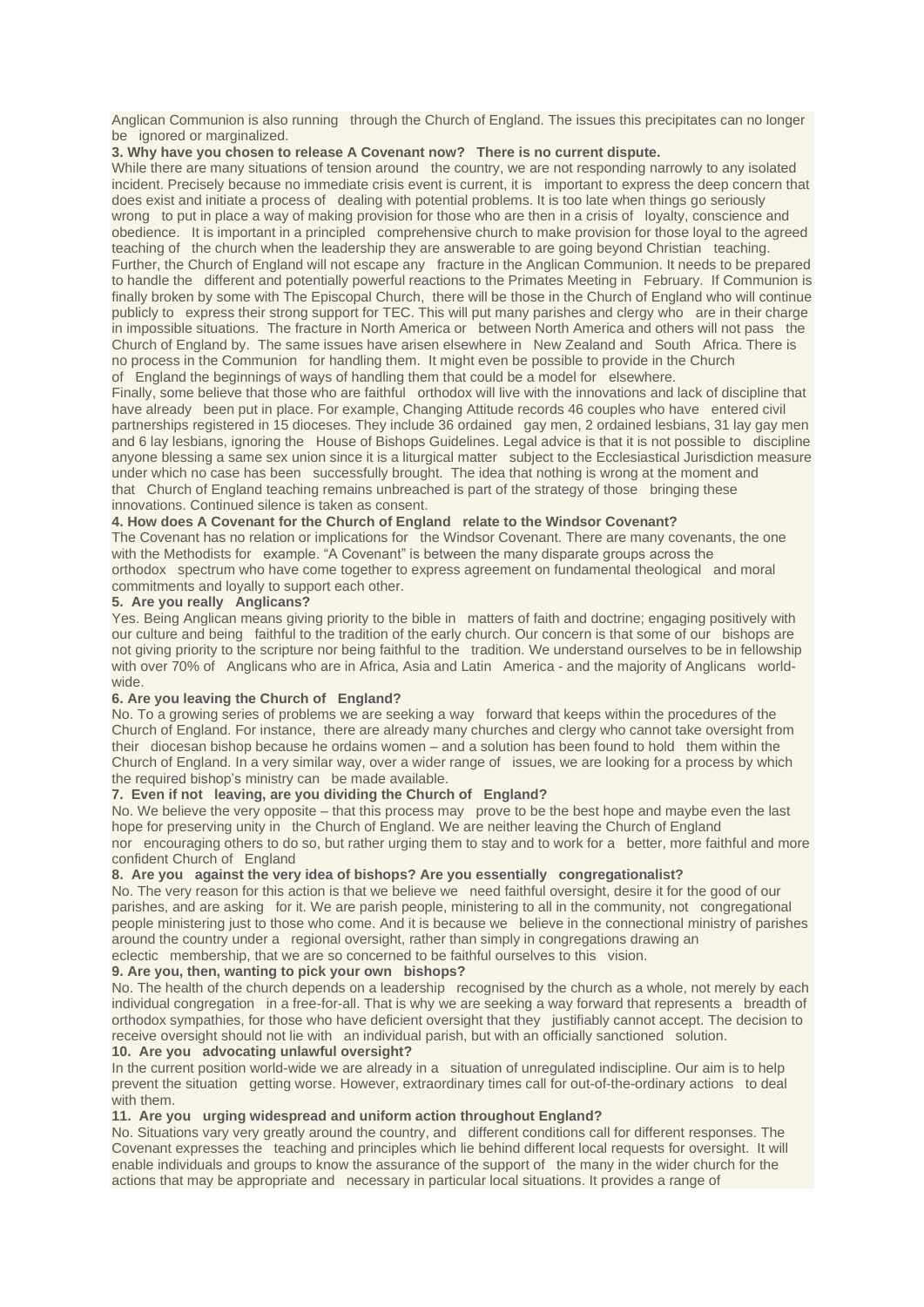Anglican Communion is also running through the Church of England. The issues this precipitates can no longer be ignored or marginalized.

**3. Why have you chosen to release A Covenant now? There is no current dispute.**

While there are many situations of tension around the country, we are not responding narrowly to any isolated incident. Precisely because no immediate crisis event is current, it is important to express the deep concern that does exist and initiate a process of dealing with potential problems. It is too late when things go seriously wrong to put in place a way of making provision for those who are then in a crisis of loyalty, conscience and obedience. It is important in a principled comprehensive church to make provision for those loyal to the agreed teaching of the church when the leadership they are answerable to are going beyond Christian teaching.

Further, the Church of England will not escape any fracture in the Anglican Communion. It needs to be prepared to handle the different and potentially powerful reactions to the Primates Meeting in February. If Communion is finally broken by some with The Episcopal Church, there will be those in the Church of England who will continue publicly to express their strong support for TEC. This will put many parishes and clergy who are in their charge in impossible situations. The fracture in North America or between North America and others will not pass the Church of England by. The same issues have arisen elsewhere in New Zealand and South Africa. There is no process in the Communion for handling them. It might even be possible to provide in the Church of England the beginnings of ways of handling them that could be a model for elsewhere.

Finally, some believe that those who are faithful orthodox will live with the innovations and lack of discipline that have already been put in place. For example, Changing Attitude records 46 couples who have entered civil partnerships registered in 15 dioceses. They include 36 ordained gay men, 2 ordained lesbians, 31 lay gay men and 6 lay lesbians, ignoring the House of Bishops Guidelines. Legal advice is that it is not possible to discipline anyone blessing a same sex union since it is a liturgical matter subject to the Ecclesiastical Jurisdiction measure under which no case has been successfully brought. The idea that nothing is wrong at the moment and that Church of England teaching remains unbreached is part of the strategy of those bringing these innovations. Continued silence is taken as consent.

**4. How does A Covenant for the Church of England relate to the Windsor Covenant?**

The Covenant has no relation or implications for the Windsor Covenant. There are many covenants, the one with the Methodists for example. "A Covenant" is between the many disparate groups across the orthodox spectrum who have come together to express agreement on fundamental theological and moral commitments and loyally to support each other.

**5. Are you really Anglicans?**

Yes. Being Anglican means giving priority to the bible in matters of faith and doctrine; engaging positively with our culture and being faithful to the tradition of the early church. Our concern is that some of our bishops are not giving priority to the scripture nor being faithful to the tradition. We understand ourselves to be in fellowship with over 70% of Anglicans who are in Africa, Asia and Latin America - and the majority of Anglicans world-wide.

**6. Are you leaving the Church of England?**

No. To a growing series of problems we are seeking a way forward that keeps within the procedures of the Church of England. For instance, there are already many churches and clergy who cannot take oversight from their diocesan bishop because he ordains women – and a solution has been found to hold them within the Church of England. In a very similar way, over a wider range of issues, we are looking for a process by which the required bishop's ministry can be made available.

**7. Even if not leaving, are you dividing the Church of England?**

No. We believe the very opposite – that this process may prove to be the best hope and maybe even the last hope for preserving unity in the Church of England. We are neither leaving the Church of England nor encouraging others to do so, but rather urging them to stay and to work for a better, more faithful and more confident Church of England

**8. Are you against the very idea of bishops? Are you essentially congregationalist?**

No. The very reason for this action is that we believe we need faithful oversight, desire it for the good of our parishes, and are asking for it. We are parish people, ministering to all in the community, not congregational people ministering just to those who come. And it is because we believe in the connectional ministry of parishes around the country under a regional oversight, rather than simply in congregations drawing an eclectic membership, that we are so concerned to be faithful ourselves to this vision.

**9. Are you, then, wanting to pick your own bishops?**

No. The health of the church depends on a leadership recognised by the church as a whole, not merely by each individual congregation in a free-for-all. That is why we are seeking a way forward that represents a breadth of orthodox sympathies, for those who have deficient oversight that they justifiably cannot accept. The decision to receive oversight should not lie with an individual parish, but with an officially sanctioned solution.

**10. Are you advocating unlawful oversight?**

In the current position world-wide we are already in a situation of unregulated indiscipline. Our aim is to help prevent the situation getting worse. However, extraordinary times call for out-of-the-ordinary actions to deal with them.

**11. Are you urging widespread and uniform action throughout England?**

No. Situations vary very greatly around the country, and different conditions call for different responses. The Covenant expresses the teaching and principles which lie behind different local requests for oversight. It will enable individuals and groups to know the assurance of the support of the many in the wider church for the actions that may be appropriate and necessary in particular local situations. It provides a range of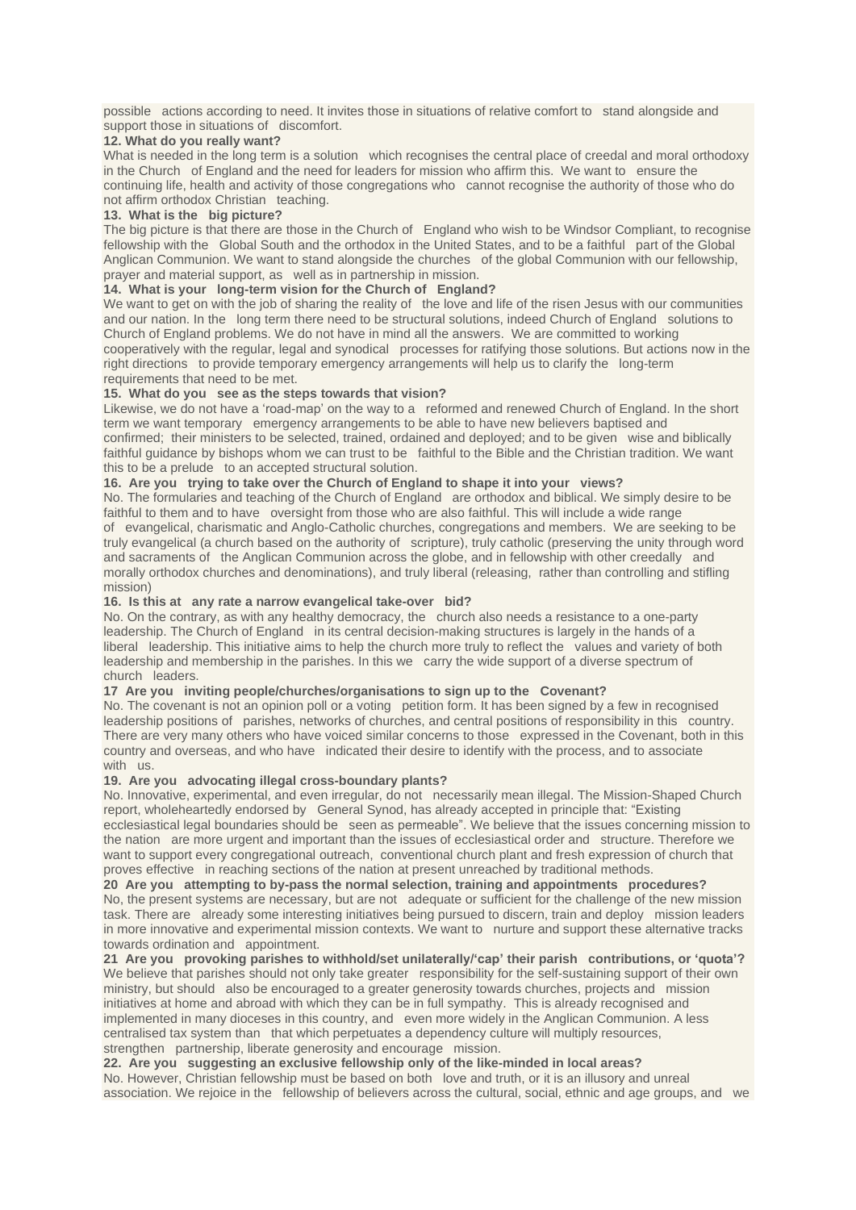possible actions according to need. It invites those in situations of relative comfort to stand alongside and support those in situations of discomfort.

**12. What do you really want?**

What is needed in the long term is a solution which recognises the central place of creedal and moral orthodoxy in the Church of England and the need for leaders for mission who affirm this. We want to ensure the continuing life, health and activity of those congregations who cannot recognise the authority of those who do not affirm orthodox Christian teaching.

**13. What is the big picture?**

The big picture is that there are those in the Church of England who wish to be Windsor Compliant, to recognise fellowship with the Global South and the orthodox in the United States, and to be a faithful part of the Global Anglican Communion. We want to stand alongside the churches of the global Communion with our fellowship, prayer and material support, as well as in partnership in mission.

**14. What is your long-term vision for the Church of England?**

We want to get on with the job of sharing the reality of the love and life of the risen Jesus with our communities and our nation. In the long term there need to be structural solutions, indeed Church of England solutions to Church of England problems. We do not have in mind all the answers. We are committed to working cooperatively with the regular, legal and synodical processes for ratifying those solutions. But actions now in the right directions to provide temporary emergency arrangements will help us to clarify the long-term requirements that need to be met.

**15. What do you see as the steps towards that vision?**

Likewise, we do not have a 'road-map' on the way to a reformed and renewed Church of England. In the short term we want temporary emergency arrangements to be able to have new believers baptised and confirmed; their ministers to be selected, trained, ordained and deployed; and to be given wise and biblically faithful guidance by bishops whom we can trust to be faithful to the Bible and the Christian tradition. We want this to be a prelude to an accepted structural solution.

**16. Are you trying to take over the Church of England to shape it into your views?**

No. The formularies and teaching of the Church of England are orthodox and biblical. We simply desire to be faithful to them and to have oversight from those who are also faithful. This will include a wide range of evangelical, charismatic and Anglo-Catholic churches, congregations and members. We are seeking to be truly evangelical (a church based on the authority of scripture), truly catholic (preserving the unity through word and sacraments of the Anglican Communion across the globe, and in fellowship with other creedally and morally orthodox churches and denominations), and truly liberal (releasing, rather than controlling and stifling mission)

**16. Is this at any rate a narrow evangelical take-over bid?**

No. On the contrary, as with any healthy democracy, the church also needs a resistance to a one-party leadership. The Church of England in its central decision-making structures is largely in the hands of a liberal leadership. This initiative aims to help the church more truly to reflect the values and variety of both leadership and membership in the parishes. In this we carry the wide support of a diverse spectrum of church leaders.

**17 Are you inviting people/churches/organisations to sign up to the Covenant?**

No. The covenant is not an opinion poll or a voting petition form. It has been signed by a few in recognised leadership positions of parishes, networks of churches, and central positions of responsibility in this country. There are very many others who have voiced similar concerns to those expressed in the Covenant, both in this country and overseas, and who have indicated their desire to identify with the process, and to associate with us.

**19. Are you advocating illegal cross-boundary plants?**

No. Innovative, experimental, and even irregular, do not necessarily mean illegal. The Mission-Shaped Church report, wholeheartedly endorsed by General Synod, has already accepted in principle that: "Existing ecclesiastical legal boundaries should be seen as permeable". We believe that the issues concerning mission to the nation are more urgent and important than the issues of ecclesiastical order and structure. Therefore we want to support every congregational outreach, conventional church plant and fresh expression of church that proves effective in reaching sections of the nation at present unreached by traditional methods.

**20 Are you attempting to by-pass the normal selection, training and appointments procedures?**

No, the present systems are necessary, but are not adequate or sufficient for the challenge of the new mission task. There are already some interesting initiatives being pursued to discern, train and deploy mission leaders in more innovative and experimental mission contexts. We want to nurture and support these alternative tracks towards ordination and appointment.

**21 Are you provoking parishes to withhold/set unilaterally/'cap' their parish contributions, or 'quota'?**

We believe that parishes should not only take greater responsibility for the self-sustaining support of their own ministry, but should also be encouraged to a greater generosity towards churches, projects and mission initiatives at home and abroad with which they can be in full sympathy. This is already recognised and implemented in many dioceses in this country, and even more widely in the Anglican Communion. A less centralised tax system than that which perpetuates a dependency culture will multiply resources, strengthen partnership, liberate generosity and encourage mission.

**22. Are you suggesting an exclusive fellowship only of the like-minded in local areas?**

No. However, Christian fellowship must be based on both love and truth, or it is an illusory and unreal association. We rejoice in the fellowship of believers across the cultural, social, ethnic and age groups, and we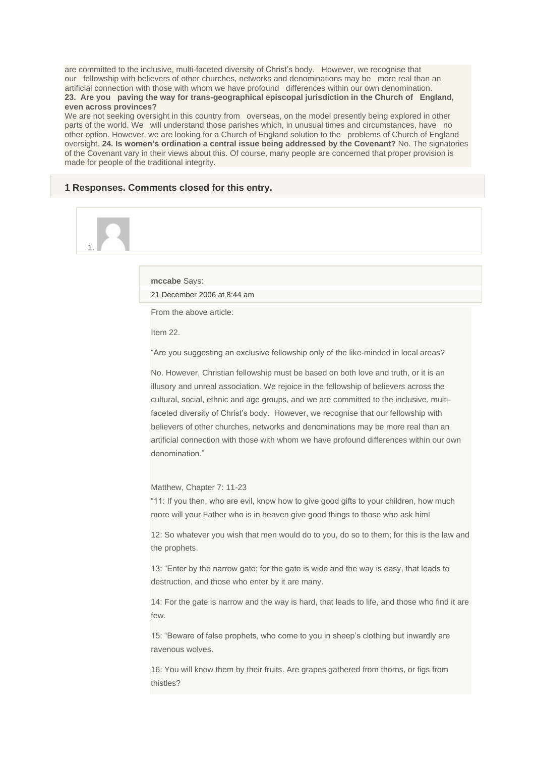are committed to the inclusive, multi-faceted diversity of Christ's body. However, we recognise that our fellowship with believers of other churches, networks and denominations may be more real than an artificial connection with those with whom we have profound differences within our own denomination.

**23. Are you paving the way for trans-geographical episcopal jurisdiction in the Church of England, even across provinces?**

We are not seeking oversight in this country from overseas, on the model presently being explored in other parts of the world. We will understand those parishes which, in unusual times and circumstances, have no other option. However, we are looking for a Church of England solution to the problems of Church of England oversight. **24. Is women's ordination a central issue being addressed by the Covenant?** No. The signatories of the Covenant vary in their views about this. Of course, many people are concerned that proper provision is made for people of the traditional integrity.

### 1 Responses. Comments closed for this entry.

1.

**mccabe** Says:

21 December 2006 at 8:44 am

From the above article:

Item 22.

"Are you suggesting an exclusive fellowship only of the like-minded in local areas?

No. However, Christian fellowship must be based on both love and truth, or it is an illusory and unreal association. We rejoice in the fellowship of believers across the cultural, social, ethnic and age groups, and we are committed to the inclusive, multi-faceted diversity of Christ's body. However, we recognise that our fellowship with believers of other churches, networks and denominations may be more real than an artificial connection with those with whom we have profound differences within our own denomination."

Matthew, Chapter 7: 11-23

"11: If you then, who are evil, know how to give good gifts to your children, how much more will your Father who is in heaven give good things to those who ask him!

12: So whatever you wish that men would do to you, do so to them; for this is the law and the prophets.

13: "Enter by the narrow gate; for the gate is wide and the way is easy, that leads to destruction, and those who enter by it are many.

14: For the gate is narrow and the way is hard, that leads to life, and those who find it are few.

15: "Beware of false prophets, who come to you in sheep's clothing but inwardly are ravenous wolves.

16: You will know them by their fruits. Are grapes gathered from thorns, or figs from thistles?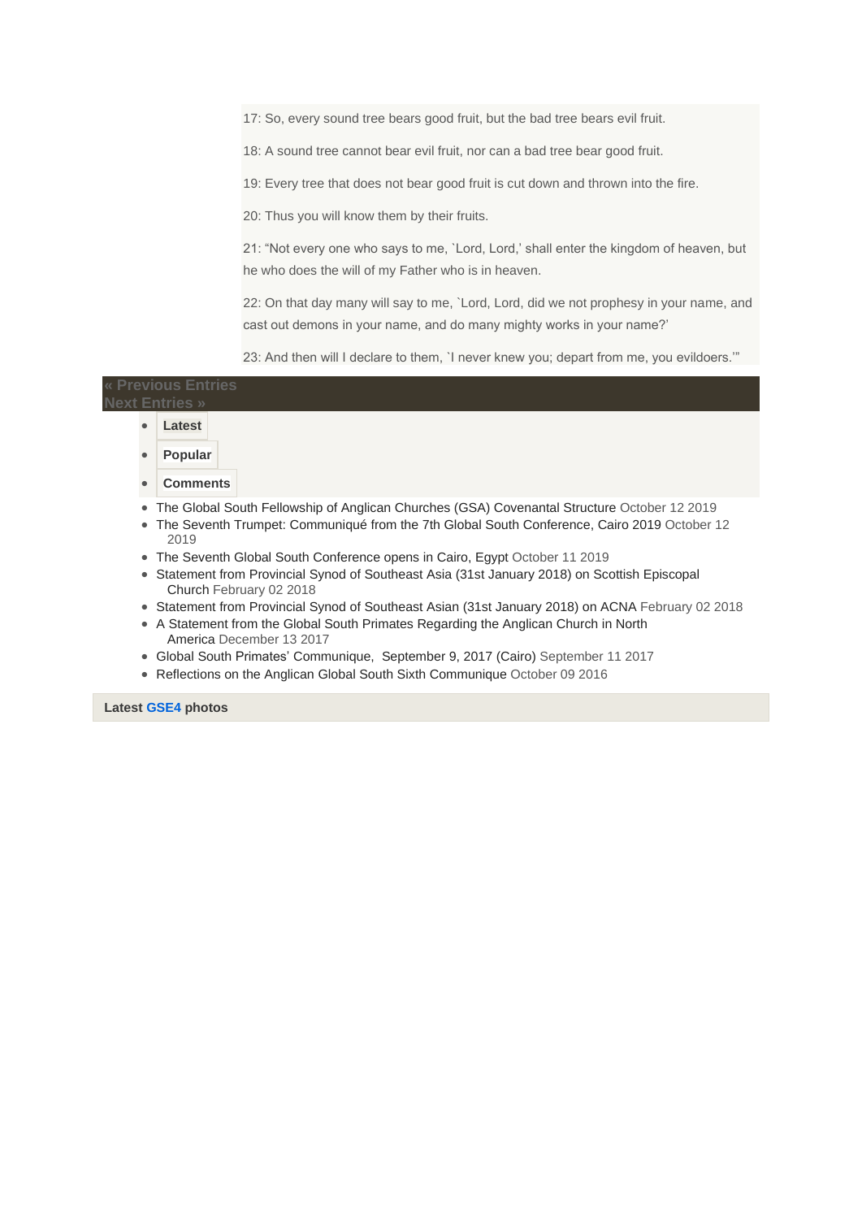17: So, every sound tree bears good fruit, but the bad tree bears evil fruit.

18: A sound tree cannot bear evil fruit, nor can a bad tree bear good fruit.

19: Every tree that does not bear good fruit is cut down and thrown into the fire.

20: Thus you will know them by their fruits.

21: "Not every one who says to me, `Lord, Lord,' shall enter the kingdom of heaven, but he who does the will of my Father who is in heaven.

22: On that day many will say to me, `Lord, Lord, did we not prophesy in your name, and cast out demons in your name, and do many mighty works in your name?'

23: And then will I declare to them, `I never knew you; depart from me, you evildoers.'"

« Previous Entries
Next Entries »

- **Latest**
- **Popular**
- **Comments**

- The Global South Fellowship of Anglican Churches (GSA) Covenantal Structure October 12 2019
- The Seventh Trumpet: Communiqué from the 7th Global South Conference, Cairo 2019 October 12 2019
- The Seventh Global South Conference opens in Cairo, Egypt October 11 2019
- Statement from Provincial Synod of Southeast Asia (31st January 2018) on Scottish Episcopal Church February 02 2018
- Statement from Provincial Synod of Southeast Asian (31st January 2018) on ACNA February 02 2018
- A Statement from the Global South Primates Regarding the Anglican Church in North America December 13 2017
- Global South Primates' Communique, September 9, 2017 (Cairo) September 11 2017
- Reflections on the Anglican Global South Sixth Communique October 09 2016

**Latest GSE4 photos**